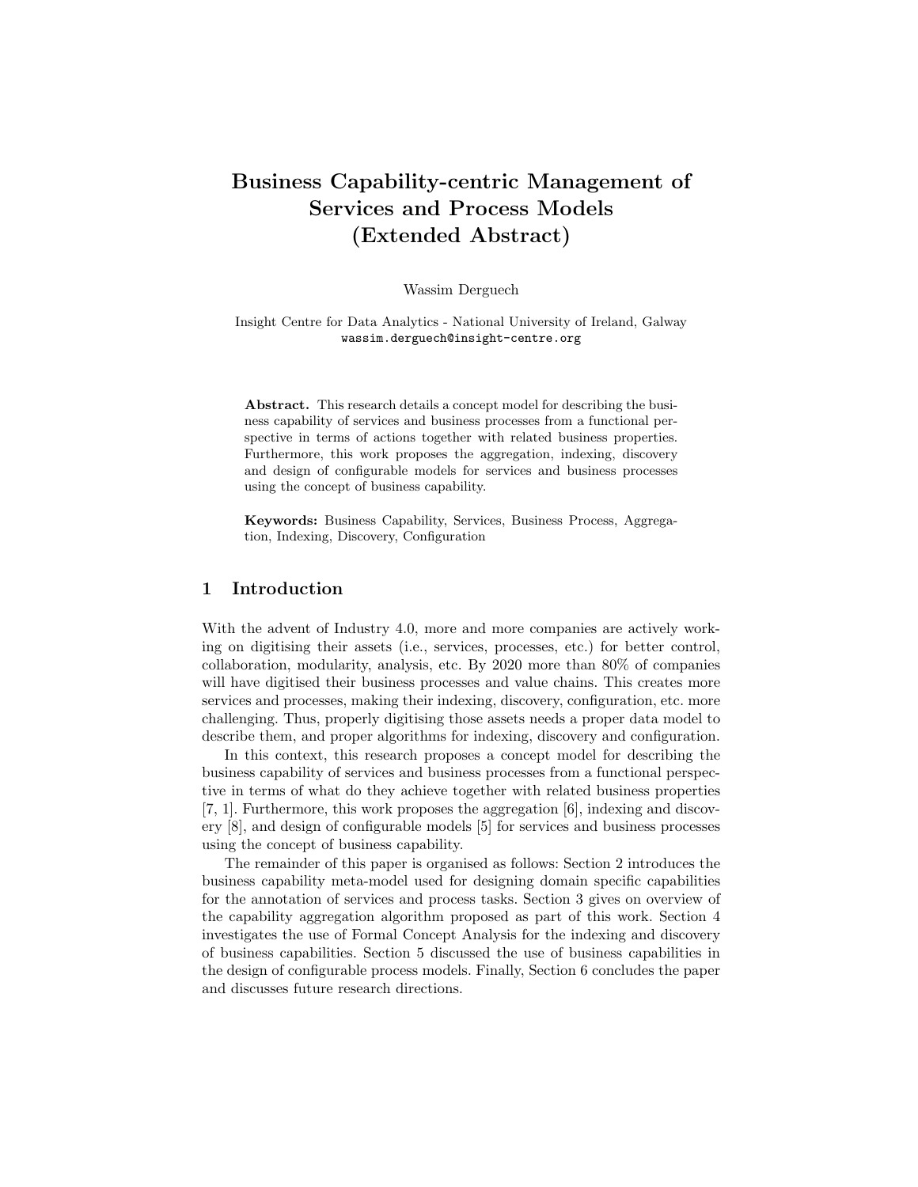# Business Capability-centric Management of Services and Process Models (Extended Abstract)

Wassim Derguech

Insight Centre for Data Analytics - National University of Ireland, Galway
wassim.derguech@insight-centre.org

**Abstract.** This research details a concept model for describing the business capability of services and business processes from a functional perspective in terms of actions together with related business properties. Furthermore, this work proposes the aggregation, indexing, discovery and design of configurable models for services and business processes using the concept of business capability.

**Keywords:** Business Capability, Services, Business Process, Aggregation, Indexing, Discovery, Configuration

## 1 Introduction

With the advent of Industry 4.0, more and more companies are actively working on digitising their assets (i.e., services, processes, etc.) for better control, collaboration, modularity, analysis, etc. By 2020 more than 80% of companies will have digitised their business processes and value chains. This creates more services and processes, making their indexing, discovery, configuration, etc. more challenging. Thus, properly digitising those assets needs a proper data model to describe them, and proper algorithms for indexing, discovery and configuration.

In this context, this research proposes a concept model for describing the business capability of services and business processes from a functional perspective in terms of what do they achieve together with related business properties [7, 1]. Furthermore, this work proposes the aggregation [6], indexing and discovery [8], and design of configurable models [5] for services and business processes using the concept of business capability.

The remainder of this paper is organised as follows: Section 2 introduces the business capability meta-model used for designing domain specific capabilities for the annotation of services and process tasks. Section 3 gives on overview of the capability aggregation algorithm proposed as part of this work. Section 4 investigates the use of Formal Concept Analysis for the indexing and discovery of business capabilities. Section 5 discussed the use of business capabilities in the design of configurable process models. Finally, Section 6 concludes the paper and discusses future research directions.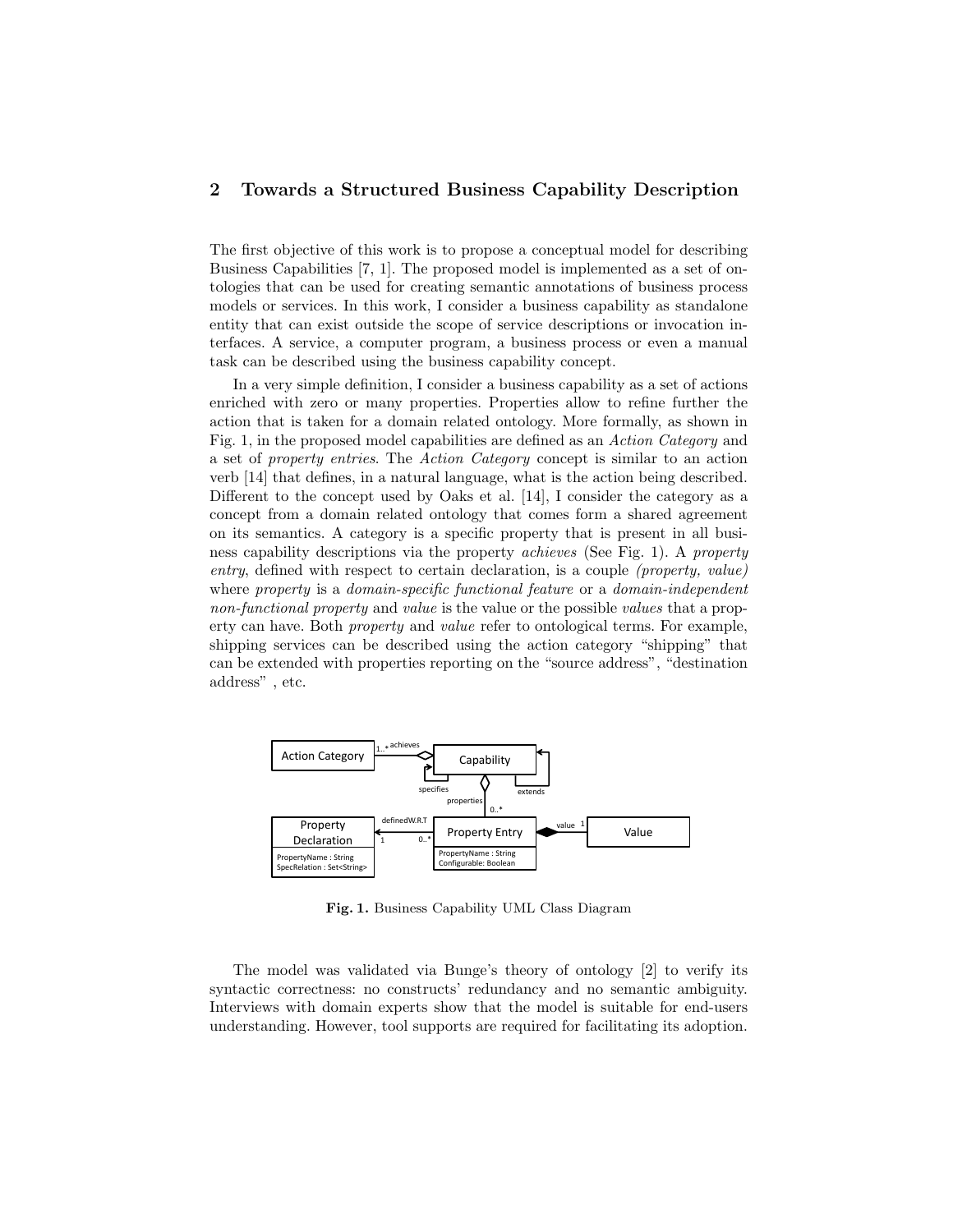## 2 Towards a Structured Business Capability Description

The first objective of this work is to propose a conceptual model for describing Business Capabilities [7, 1]. The proposed model is implemented as a set of ontologies that can be used for creating semantic annotations of business process models or services. In this work, I consider a business capability as standalone entity that can exist outside the scope of service descriptions or invocation interfaces. A service, a computer program, a business process or even a manual task can be described using the business capability concept.

In a very simple definition, I consider a business capability as a set of actions enriched with zero or many properties. Properties allow to refine further the action that is taken for a domain related ontology. More formally, as shown in Fig. 1, in the proposed model capabilities are defined as an *Action Category* and a set of *property entries*. The *Action Category* concept is similar to an action verb [14] that defines, in a natural language, what is the action being described. Different to the concept used by Oaks et al. [14], I consider the category as a concept from a domain related ontology that comes form a shared agreement on its semantics. A category is a specific property that is present in all business capability descriptions via the property *achieves* (See Fig. 1). A *property entry*, defined with respect to certain declaration, is a couple *(property, value)* where *property* is a *domain-specific functional feature* or a *domain-independent non-functional property* and *value* is the value or the possible *values* that a property can have. Both *property* and *value* refer to ontological terms. For example, shipping services can be described using the action category "shipping" that can be extended with properties reporting on the "source address", "destination address" , etc.

**Fig. 1.** Business Capability UML Class Diagram

The model was validated via Bunge's theory of ontology [2] to verify its syntactic correctness: no constructs' redundancy and no semantic ambiguity. Interviews with domain experts show that the model is suitable for end-users understanding. However, tool supports are required for facilitating its adoption.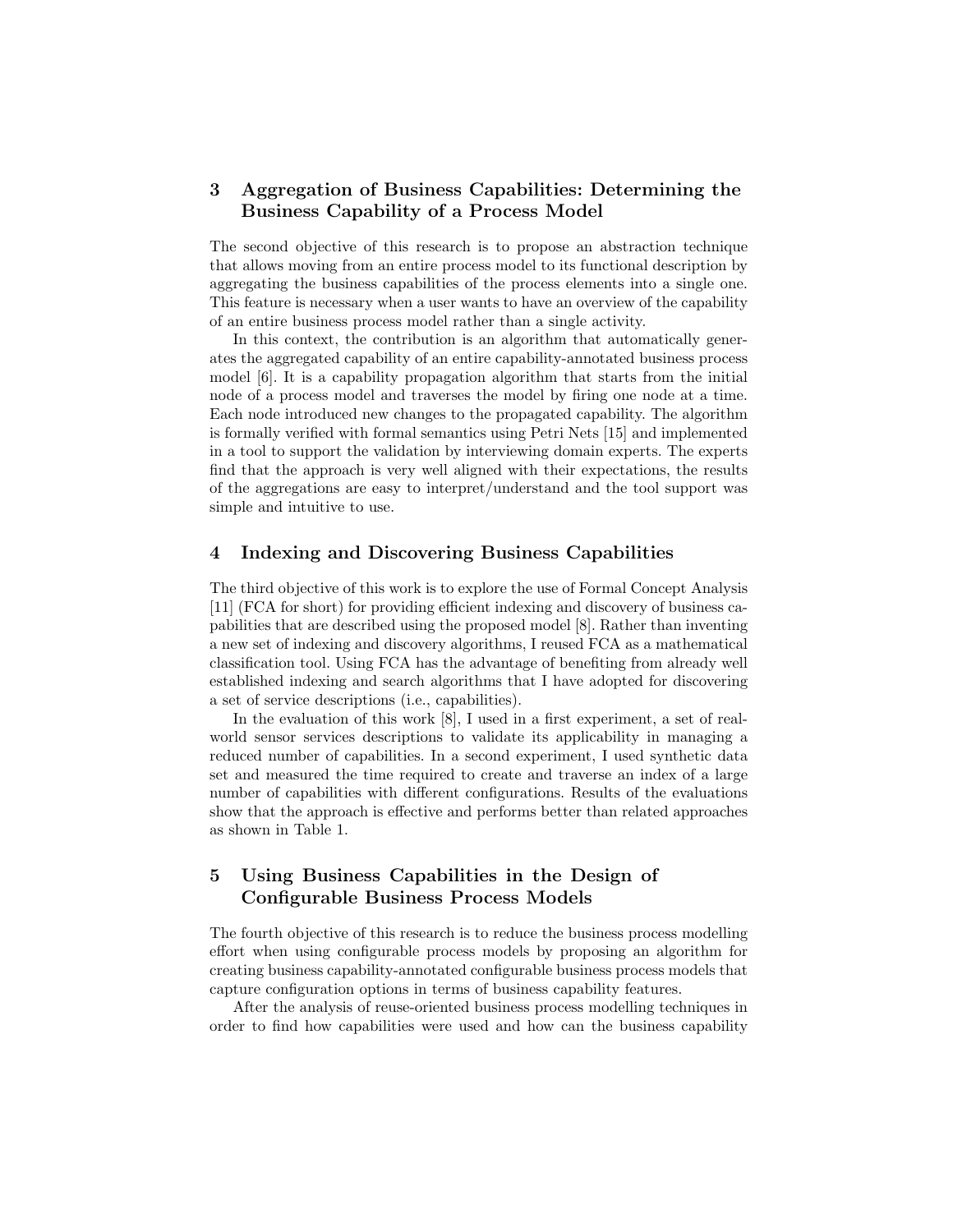## 3 Aggregation of Business Capabilities: Determining the Business Capability of a Process Model

The second objective of this research is to propose an abstraction technique that allows moving from an entire process model to its functional description by aggregating the business capabilities of the process elements into a single one. This feature is necessary when a user wants to have an overview of the capability of an entire business process model rather than a single activity.

In this context, the contribution is an algorithm that automatically generates the aggregated capability of an entire capability-annotated business process model [6]. It is a capability propagation algorithm that starts from the initial node of a process model and traverses the model by firing one node at a time. Each node introduced new changes to the propagated capability. The algorithm is formally verified with formal semantics using Petri Nets [15] and implemented in a tool to support the validation by interviewing domain experts. The experts find that the approach is very well aligned with their expectations, the results of the aggregations are easy to interpret/understand and the tool support was simple and intuitive to use.

## 4 Indexing and Discovering Business Capabilities

The third objective of this work is to explore the use of Formal Concept Analysis [11] (FCA for short) for providing efficient indexing and discovery of business capabilities that are described using the proposed model [8]. Rather than inventing a new set of indexing and discovery algorithms, I reused FCA as a mathematical classification tool. Using FCA has the advantage of benefiting from already well established indexing and search algorithms that I have adopted for discovering a set of service descriptions (i.e., capabilities).

In the evaluation of this work [8], I used in a first experiment, a set of real-world sensor services descriptions to validate its applicability in managing a reduced number of capabilities. In a second experiment, I used synthetic data set and measured the time required to create and traverse an index of a large number of capabilities with different configurations. Results of the evaluations show that the approach is effective and performs better than related approaches as shown in Table 1.

## 5 Using Business Capabilities in the Design of Configurable Business Process Models

The fourth objective of this research is to reduce the business process modelling effort when using configurable process models by proposing an algorithm for creating business capability-annotated configurable business process models that capture configuration options in terms of business capability features.

After the analysis of reuse-oriented business process modelling techniques in order to find how capabilities were used and how can the business capability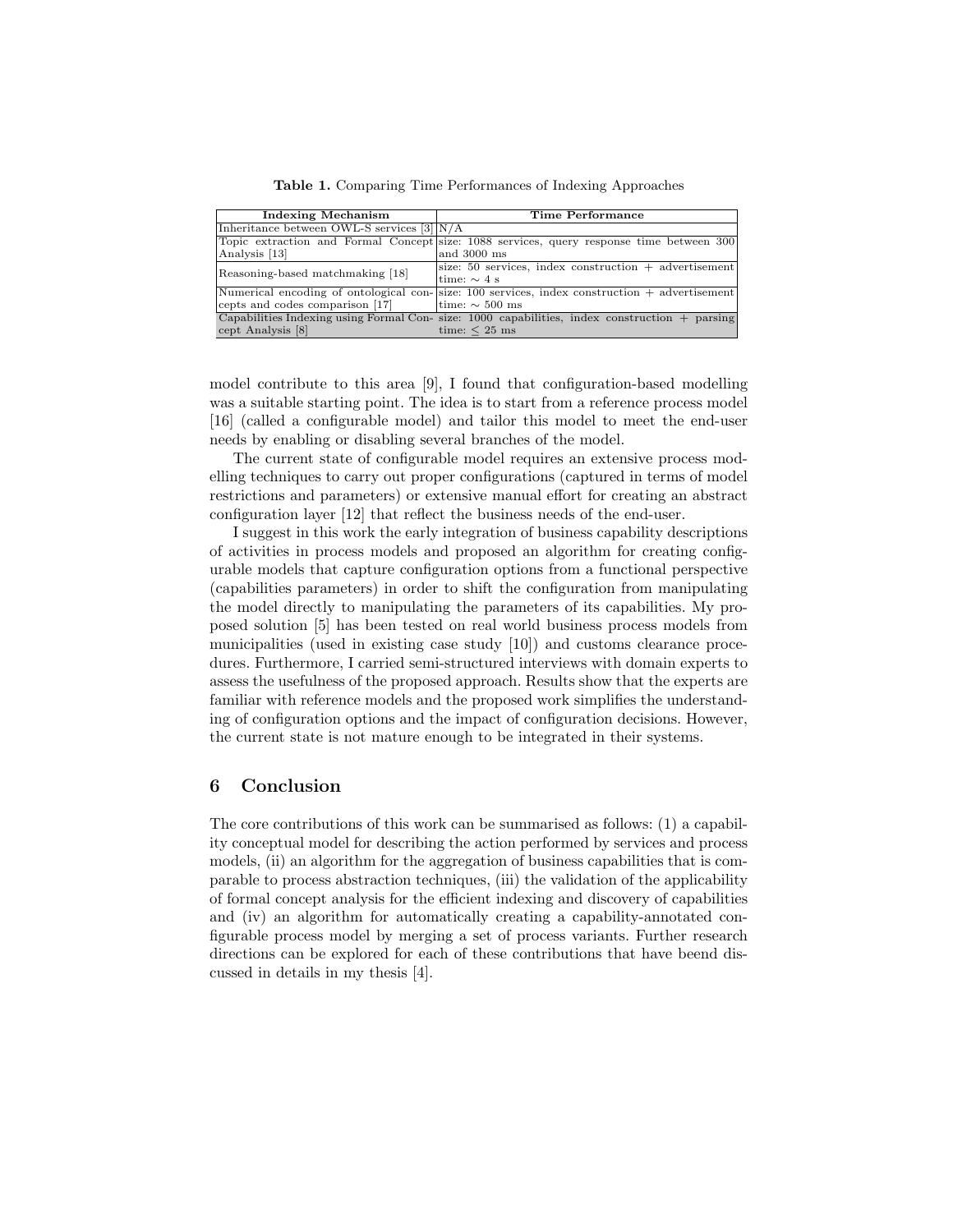**Table 1.** Comparing Time Performances of Indexing Approaches

| Indexing Mechanism | Time Performance |
| --- | --- |
| Inheritance between OWL-S services [3] | N/A |
| Topic extraction and Formal Concept Analysis [13] | size: 1088 services, query response time between 300 and 3000 ms |
| Reasoning-based matchmaking [18] | size: 50 services, index construction + advertisement time: $\sim$ 4 s |
| Numerical encoding of ontological concepts and codes comparison [17] | size: 100 services, index construction + advertisement time: $\sim$ 500 ms |
| Capabilities Indexing using Formal Concept Analysis [8] | size: 1000 capabilities, index construction + parsing time: $\leq$ 25 ms |

model contribute to this area [9], I found that configuration-based modelling was a suitable starting point. The idea is to start from a reference process model [16] (called a configurable model) and tailor this model to meet the end-user needs by enabling or disabling several branches of the model.

The current state of configurable model requires an extensive process modelling techniques to carry out proper configurations (captured in terms of model restrictions and parameters) or extensive manual effort for creating an abstract configuration layer [12] that reflect the business needs of the end-user.

I suggest in this work the early integration of business capability descriptions of activities in process models and proposed an algorithm for creating configurable models that capture configuration options from a functional perspective (capabilities parameters) in order to shift the configuration from manipulating the model directly to manipulating the parameters of its capabilities. My proposed solution [5] has been tested on real world business process models from municipalities (used in existing case study [10]) and customs clearance procedures. Furthermore, I carried semi-structured interviews with domain experts to assess the usefulness of the proposed approach. Results show that the experts are familiar with reference models and the proposed work simplifies the understanding of configuration options and the impact of configuration decisions. However, the current state is not mature enough to be integrated in their systems.

## 6 Conclusion

The core contributions of this work can be summarised as follows: (1) a capability conceptual model for describing the action performed by services and process models, (ii) an algorithm for the aggregation of business capabilities that is comparable to process abstraction techniques, (iii) the validation of the applicability of formal concept analysis for the efficient indexing and discovery of capabilities and (iv) an algorithm for automatically creating a capability-annotated configurable process model by merging a set of process variants. Further research directions can be explored for each of these contributions that have beend discussed in details in my thesis [4].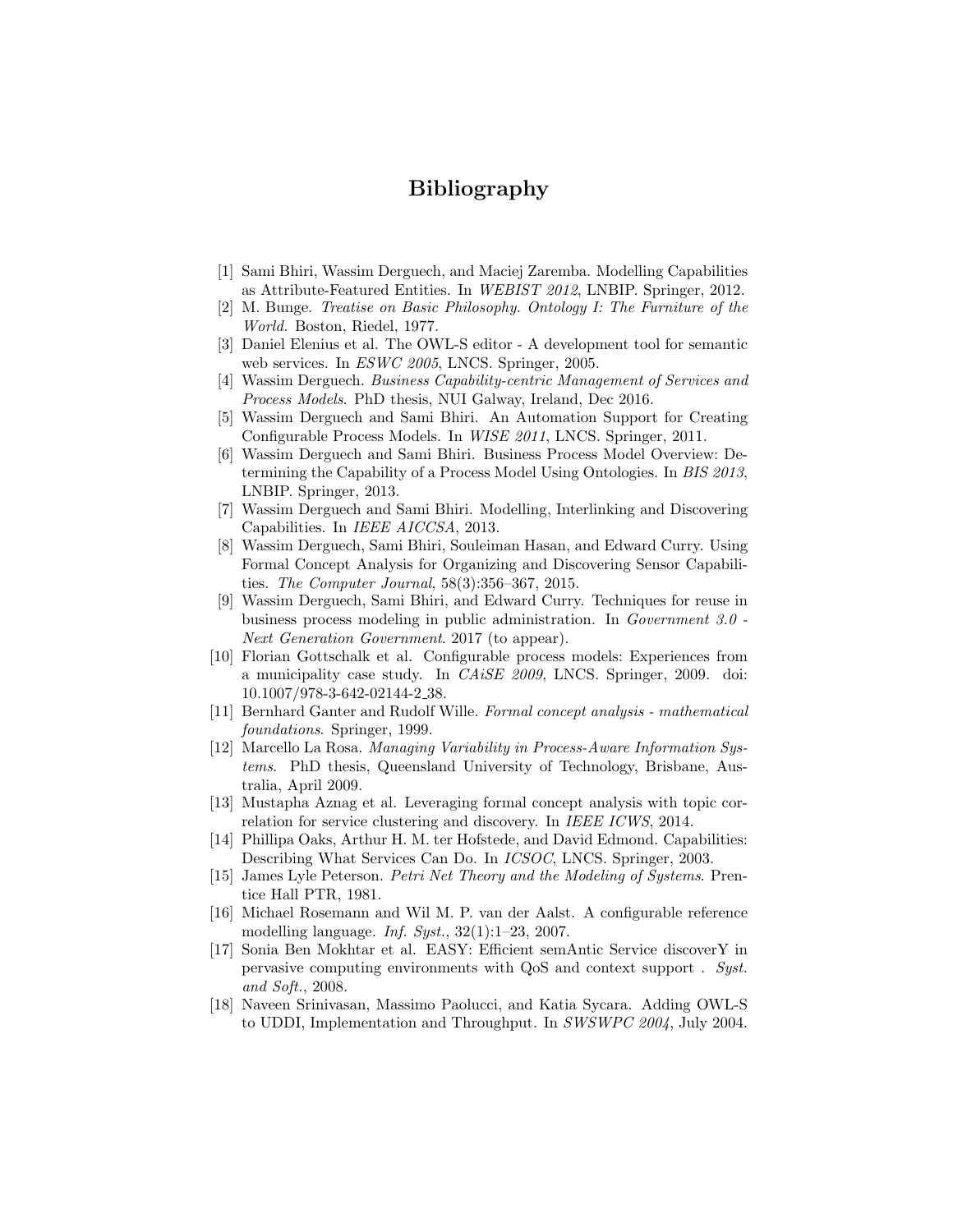# Bibliography

[1] Sami Bhiri, Wassim Derguech, and Maciej Zaremba. Modelling Capabilities as Attribute-Featured Entities. In *WEBIST 2012*, LNBIP. Springer, 2012.

[2] M. Bunge. *Treatise on Basic Philosophy. Ontology I: The Furniture of the World*. Boston, Riedel, 1977.

[3] Daniel Elenius et al. The OWL-S editor - A development tool for semantic web services. In *ESWC 2005*, LNCS. Springer, 2005.

[4] Wassim Derguech. *Business Capability-centric Management of Services and Process Models*. PhD thesis, NUI Galway, Ireland, Dec 2016.

[5] Wassim Derguech and Sami Bhiri. An Automation Support for Creating Configurable Process Models. In *WISE 2011*, LNCS. Springer, 2011.

[6] Wassim Derguech and Sami Bhiri. Business Process Model Overview: Determining the Capability of a Process Model Using Ontologies. In *BIS 2013*, LNBIP. Springer, 2013.

[7] Wassim Derguech and Sami Bhiri. Modelling, Interlinking and Discovering Capabilities. In *IEEE AICCSA*, 2013.

[8] Wassim Derguech, Sami Bhiri, Souleiman Hasan, and Edward Curry. Using Formal Concept Analysis for Organizing and Discovering Sensor Capabilities. *The Computer Journal*, 58(3):356–367, 2015.

[9] Wassim Derguech, Sami Bhiri, and Edward Curry. Techniques for reuse in business process modeling in public administration. In *Government 3.0 - Next Generation Government*. 2017 (to appear).

[10] Florian Gottschalk et al. Configurable process models: Experiences from a municipality case study. In *CAiSE 2009*, LNCS. Springer, 2009. doi: 10.1007/978-3-642-02144-2_38.

[11] Bernhard Ganter and Rudolf Wille. *Formal concept analysis - mathematical foundations*. Springer, 1999.

[12] Marcello La Rosa. *Managing Variability in Process-Aware Information Systems*. PhD thesis, Queensland University of Technology, Brisbane, Australia, April 2009.

[13] Mustapha Aznag et al. Leveraging formal concept analysis with topic correlation for service clustering and discovery. In *IEEE ICWS*, 2014.

[14] Phillipa Oaks, Arthur H. M. ter Hofstede, and David Edmond. Capabilities: Describing What Services Can Do. In *ICSOC*, LNCS. Springer, 2003.

[15] James Lyle Peterson. *Petri Net Theory and the Modeling of Systems*. Prentice Hall PTR, 1981.

[16] Michael Rosemann and Wil M. P. van der Aalst. A configurable reference modelling language. *Inf. Syst.*, 32(1):1–23, 2007.

[17] Sonia Ben Mokhtar et al. EASY: Efficient semAntic Service discoverY in pervasive computing environments with QoS and context support . *Syst. and Soft.*, 2008.

[18] Naveen Srinivasan, Massimo Paolucci, and Katia Sycara. Adding OWL-S to UDDI, Implementation and Throughput. In *SWSWPC 2004*, July 2004.